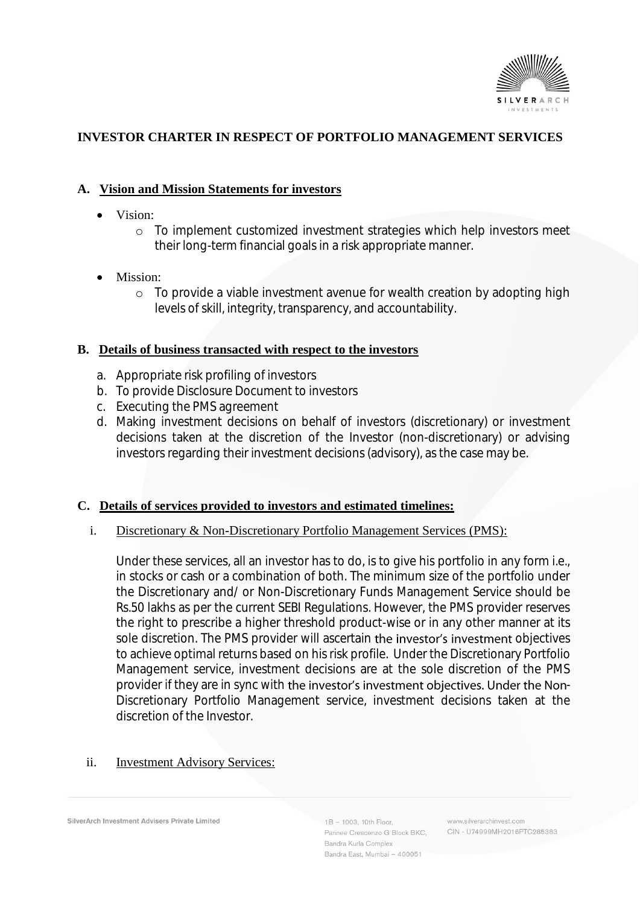# INVESTOR CHARTER IN RESPECT OF PORTFOLIO MANAGEMENT SERVICES

## A. Vision and Mission Statements for investors

- Vision:
  - To implement customized investment strategies which help investors meet their long-term financial goals in a risk appropriate manner.

- Mission:
  - To provide a viable investment avenue for wealth creation by adopting high levels of skill, integrity, transparency, and accountability.

## B. Details of business transacted with respect to the investors

a. Appropriate risk profiling of investors
b. To provide Disclosure Document to investors
c. Executing the PMS agreement
d. Making investment decisions on behalf of investors (discretionary) or investment decisions taken at the discretion of the Investor (non-discretionary) or advising investors regarding their investment decisions (advisory), as the case may be.

## C. Details of services provided to investors and estimated timelines:

i. Discretionary & Non-Discretionary Portfolio Management Services (PMS):

Under these services, all an investor has to do, is to give his portfolio in any form i.e., in stocks or cash or a combination of both. The minimum size of the portfolio under the Discretionary and/ or Non-Discretionary Funds Management Service should be Rs.50 lakhs as per the current SEBI Regulations. However, the PMS provider reserves the right to prescribe a higher threshold product-wise or in any other manner at its sole discretion. The PMS provider will ascertain the investor's investment objectives to achieve optimal returns based on his risk profile. Under the Discretionary Portfolio Management service, investment decisions are at the sole discretion of the PMS provider if they are in sync with the investor's investment objectives. Under the Non-Discretionary Portfolio Management service, investment decisions taken at the discretion of the Investor.

ii. Investment Advisory Services: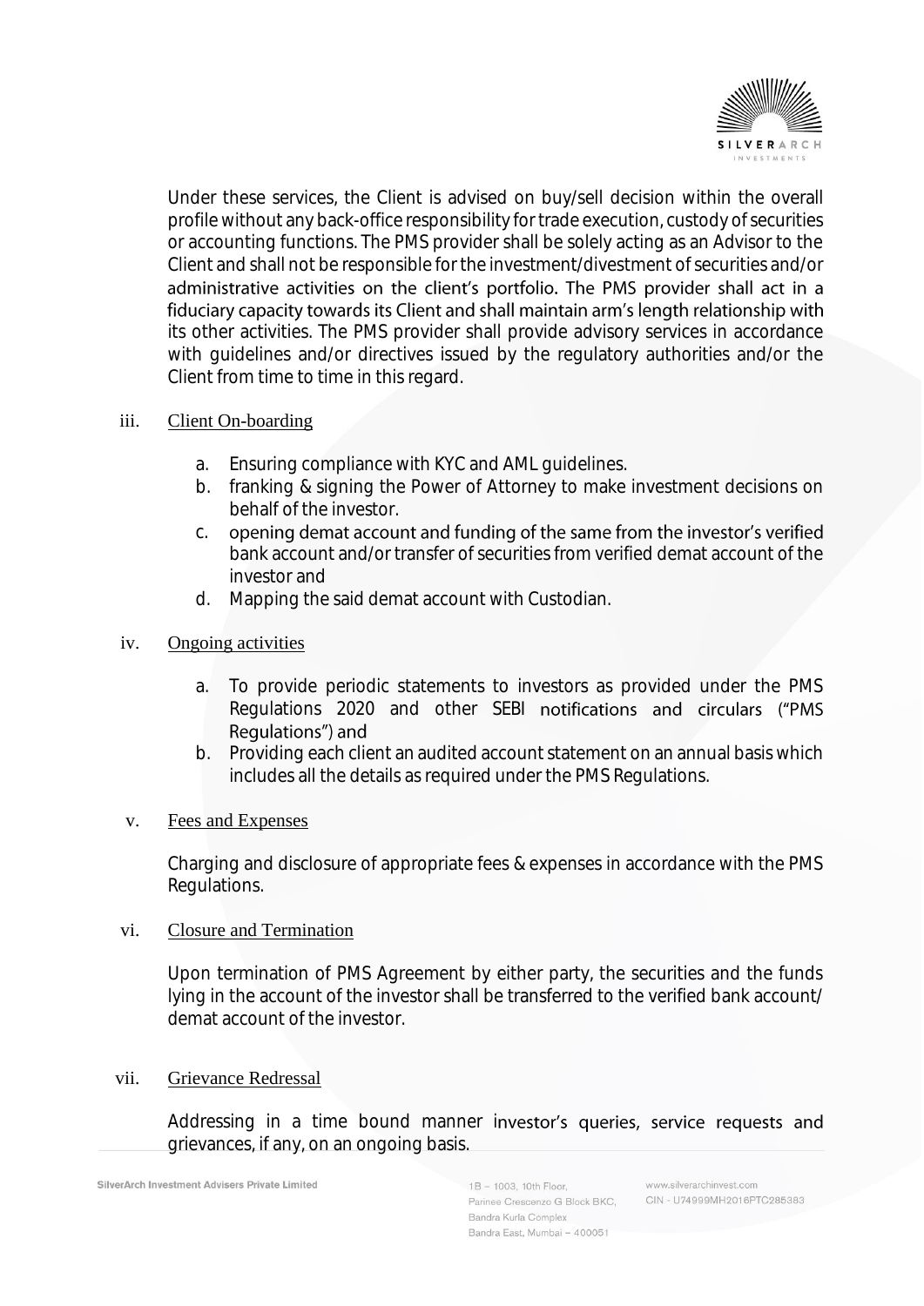Under these services, the Client is advised on buy/sell decision within the overall profile without any back-office responsibility for trade execution, custody of securities or accounting functions. The PMS provider shall be solely acting as an Advisor to the Client and shall not be responsible for the investment/divestment of securities and/or administrative activities on the client's portfolio. The PMS provider shall act in a fiduciary capacity towards its Client and shall maintain arm's length relationship with its other activities. The PMS provider shall provide advisory services in accordance with guidelines and/or directives issued by the regulatory authorities and/or the Client from time to time in this regard.

iii. Client On-boarding

a. Ensuring compliance with KYC and AML guidelines.
b. franking & signing the Power of Attorney to make investment decisions on behalf of the investor.
c. opening demat account and funding of the same from the investor's verified bank account and/or transfer of securities from verified demat account of the investor and
d. Mapping the said demat account with Custodian.

iv. Ongoing activities

a. To provide periodic statements to investors as provided under the PMS Regulations 2020 and other SEBI notifications and circulars ("PMS Regulations") and
b. Providing each client an audited account statement on an annual basis which includes all the details as required under the PMS Regulations.

v. Fees and Expenses

Charging and disclosure of appropriate fees & expenses in accordance with the PMS Regulations.

vi. Closure and Termination

Upon termination of PMS Agreement by either party, the securities and the funds lying in the account of the investor shall be transferred to the verified bank account/ demat account of the investor.

vii. Grievance Redressal

Addressing in a time bound manner investor's queries, service requests and grievances, if any, on an ongoing basis.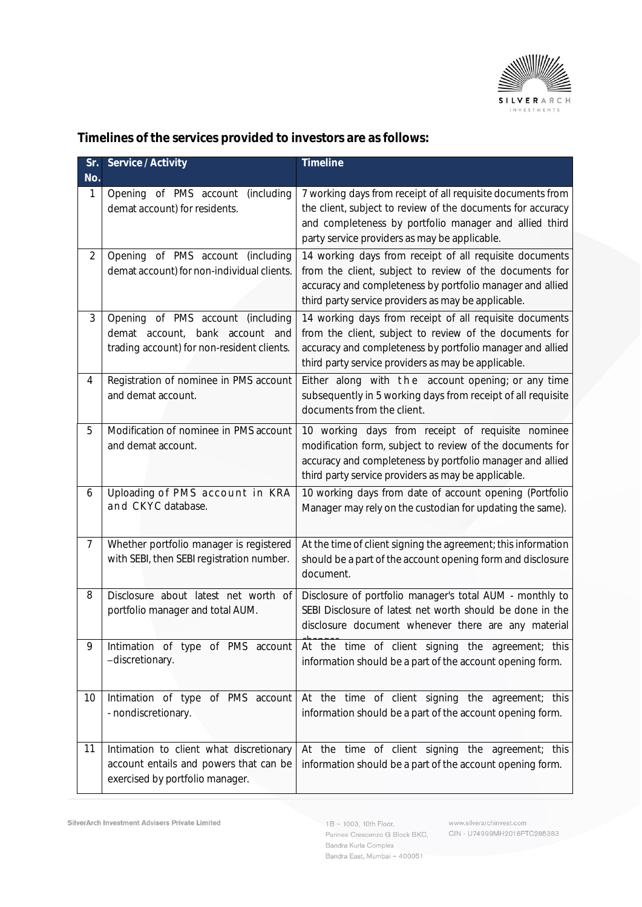**Timelines of the services provided to investors are as follows:**

| Sr. No. | Service / Activity | Timeline |
|---|---|---|
| 1 | Opening of PMS account (including demat account) for residents. | 7 working days from receipt of all requisite documents from the client, subject to review of the documents for accuracy and completeness by portfolio manager and allied third party service providers as may be applicable. |
| 2 | Opening of PMS account (including demat account) for non-individual clients. | 14 working days from receipt of all requisite documents from the client, subject to review of the documents for accuracy and completeness by portfolio manager and allied third party service providers as may be applicable. |
| 3 | Opening of PMS account (including demat account, bank account and trading account) for non-resident clients. | 14 working days from receipt of all requisite documents from the client, subject to review of the documents for accuracy and completeness by portfolio manager and allied third party service providers as may be applicable. |
| 4 | Registration of nominee in PMS account and demat account. | Either along with the account opening; or any time subsequently in 5 working days from receipt of all requisite documents from the client. |
| 5 | Modification of nominee in PMS account and demat account. | 10 working days from receipt of requisite nominee modification form, subject to review of the documents for accuracy and completeness by portfolio manager and allied third party service providers as may be applicable. |
| 6 | Uploading of PMS account in KRA and CKYC database. | 10 working days from date of account opening (Portfolio Manager may rely on the custodian for updating the same). |
| 7 | Whether portfolio manager is registered with SEBI, then SEBI registration number. | At the time of client signing the agreement; this information should be a part of the account opening form and disclosure document. |
| 8 | Disclosure about latest net worth of portfolio manager and total AUM. | Disclosure of portfolio manager's total AUM - monthly to SEBI Disclosure of latest net worth should be done in the disclosure document whenever there are any material changes |
| 9 | Intimation of type of PMS account –discretionary. | At the time of client signing the agreement; this information should be a part of the account opening form. |
| 10 | Intimation of type of PMS account - nondiscretionary. | At the time of client signing the agreement; this information should be a part of the account opening form. |
| 11 | Intimation to client what discretionary account entails and powers that can be exercised by portfolio manager. | At the time of client signing the agreement; this information should be a part of the account opening form. |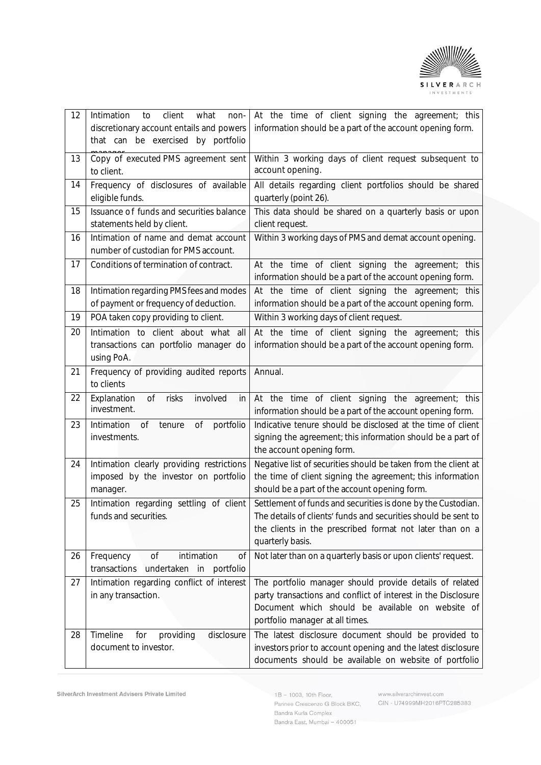| 12 | Intimation to client what non-discretionary account entails and powers that can be exercised by portfolio manager | At the time of client signing the agreement; this information should be a part of the account opening form. |
|---|---|---|
| 13 | Copy of executed PMS agreement sent to client. | Within 3 working days of client request subsequent to account opening. |
| 14 | Frequency of disclosures of available eligible funds. | All details regarding client portfolios should be shared quarterly (point 26). |
| 15 | Issuance of funds and securities balance statements held by client. | This data should be shared on a quarterly basis or upon client request. |
| 16 | Intimation of name and demat account number of custodian for PMS account. | Within 3 working days of PMS and demat account opening. |
| 17 | Conditions of termination of contract. | At the time of client signing the agreement; this information should be a part of the account opening form. |
| 18 | Intimation regarding PMS fees and modes of payment or frequency of deduction. | At the time of client signing the agreement; this information should be a part of the account opening form. |
| 19 | POA taken copy providing to client. | Within 3 working days of client request. |
| 20 | Intimation to client about what all transactions can portfolio manager do using PoA. | At the time of client signing the agreement; this information should be a part of the account opening form. |
| 21 | Frequency of providing audited reports to clients | Annual. |
| 22 | Explanation of risks involved in investment. | At the time of client signing the agreement; this information should be a part of the account opening form. |
| 23 | Intimation of tenure of portfolio investments. | Indicative tenure should be disclosed at the time of client signing the agreement; this information should be a part of the account opening form. |
| 24 | Intimation clearly providing restrictions imposed by the investor on portfolio manager. | Negative list of securities should be taken from the client at the time of client signing the agreement; this information should be a part of the account opening form. |
| 25 | Intimation regarding settling of client funds and securities. | Settlement of funds and securities is done by the Custodian. The details of clients' funds and securities should be sent to the clients in the prescribed format not later than on a quarterly basis. |
| 26 | Frequency of intimation of transactions undertaken in portfolio | Not later than on a quarterly basis or upon clients' request. |
| 27 | Intimation regarding conflict of interest in any transaction. | The portfolio manager should provide details of related party transactions and conflict of interest in the Disclosure Document which should be available on website of portfolio manager at all times. |
| 28 | Timeline for providing disclosure document to investor. | The latest disclosure document should be provided to investors prior to account opening and the latest disclosure documents should be available on website of portfolio |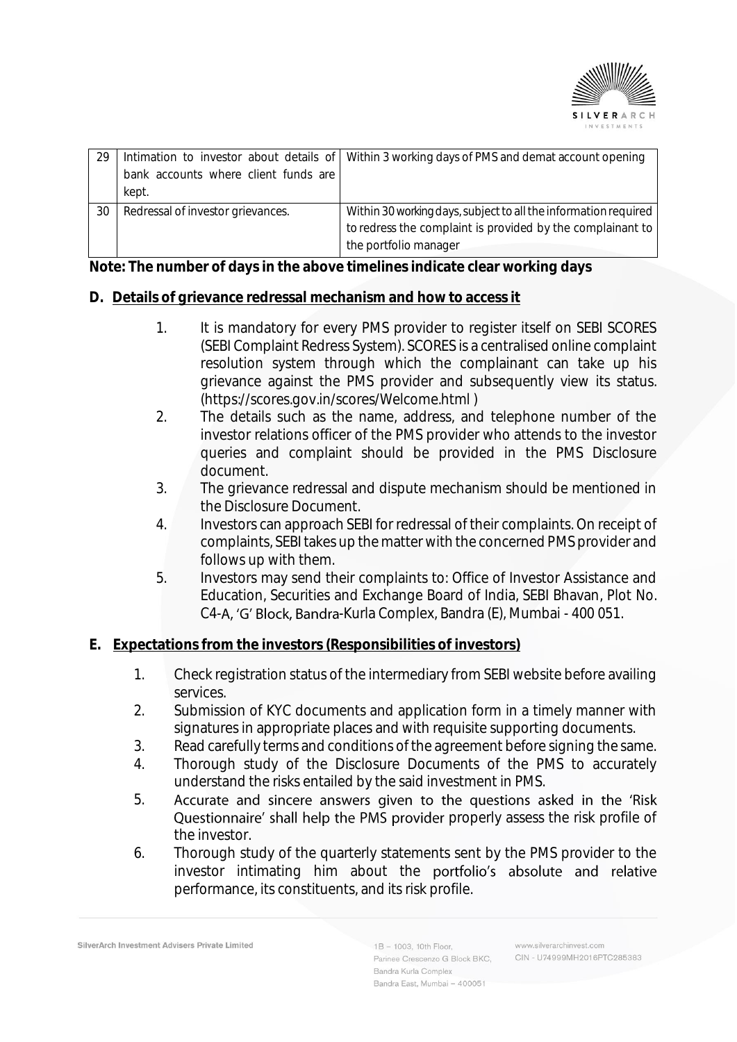| 29 | Intimation to investor about details of bank accounts where client funds are kept. | Within 3 working days of PMS and demat account opening |
|---|---|---|
| 30 | Redressal of investor grievances. | Within 30 working days, subject to all the information required to redress the complaint is provided by the complainant to the portfolio manager |

**Note: The number of days in the above timelines indicate clear working days**

## D. Details of grievance redressal mechanism and how to access it

1. It is mandatory for every PMS provider to register itself on SEBI SCORES (SEBI Complaint Redress System). SCORES is a centralised online complaint resolution system through which the complainant can take up his grievance against the PMS provider and subsequently view its status. (https://scores.gov.in/scores/Welcome.html )
2. The details such as the name, address, and telephone number of the investor relations officer of the PMS provider who attends to the investor queries and complaint should be provided in the PMS Disclosure document.
3. The grievance redressal and dispute mechanism should be mentioned in the Disclosure Document.
4. Investors can approach SEBI for redressal of their complaints. On receipt of complaints, SEBI takes up the matter with the concerned PMS provider and follows up with them.
5. Investors may send their complaints to: Office of Investor Assistance and Education, Securities and Exchange Board of India, SEBI Bhavan, Plot No. C4-A, 'G' Block, Bandra-Kurla Complex, Bandra (E), Mumbai - 400 051.

## E. Expectations from the investors (Responsibilities of investors)

1. Check registration status of the intermediary from SEBI website before availing services.
2. Submission of KYC documents and application form in a timely manner with signatures in appropriate places and with requisite supporting documents.
3. Read carefully terms and conditions of the agreement before signing the same.
4. Thorough study of the Disclosure Documents of the PMS to accurately understand the risks entailed by the said investment in PMS.
5. Accurate and sincere answers given to the questions asked in the 'Risk Questionnaire' shall help the PMS provider properly assess the risk profile of the investor.
6. Thorough study of the quarterly statements sent by the PMS provider to the investor intimating him about the portfolio's absolute and relative performance, its constituents, and its risk profile.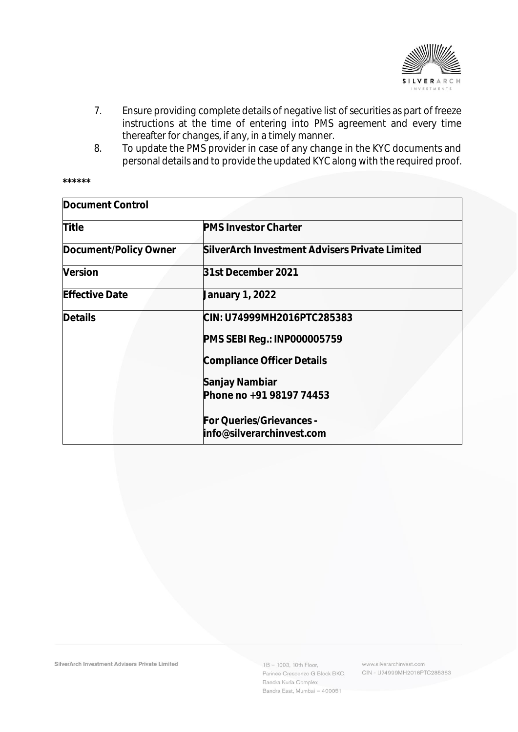7. Ensure providing complete details of negative list of securities as part of freeze instructions at the time of entering into PMS agreement and every time thereafter for changes, if any, in a timely manner.
8. To update the PMS provider in case of any change in the KYC documents and personal details and to provide the updated KYC along with the required proof.

******

| **Document Control** | |
|---|---|
| **Title** | **PMS Investor Charter** |
| **Document/Policy Owner** | **SilverArch Investment Advisers Private Limited** |
| **Version** | **31st December 2021** |
| **Effective Date** | **January 1, 2022** |
| **Details** | **CIN: U74999MH2016PTC285383**<br><br>**PMS SEBI Reg.: INP000005759**<br><br>**Compliance Officer Details**<br><br>**Sanjay Nambiar**<br>**Phone no +91 98197 74453**<br><br>**For Queries/Grievances -**<br>**info@silverarchinvest.com** |